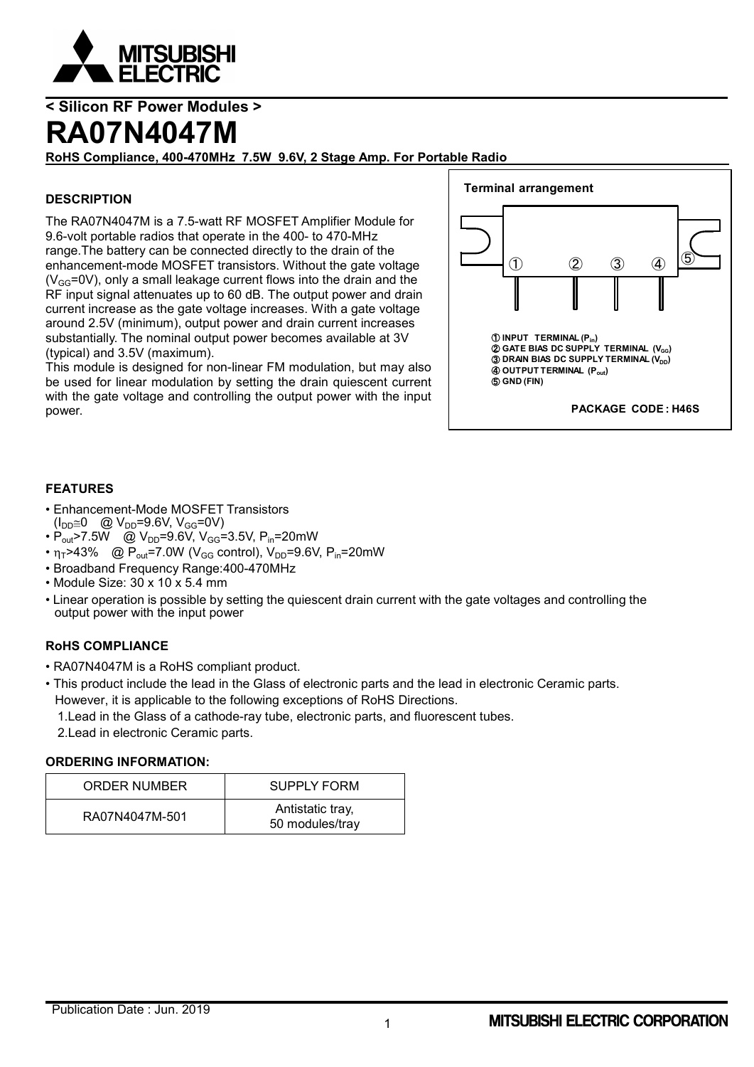< Silicon RF Power Modules >

# RA07N4047M

**RoHS Compliance, 400-470MHz 7.5W 9.6V, 2 Stage Amp. For Portable Radio**

### DESCRIPTION

The RA07N4047M is a 7.5-watt RF MOSFET Amplifier Module for 9.6-volt portable radios that operate in the 400- to 470-MHz range.The battery can be connected directly to the drain of the enhancement-mode MOSFET transistors. Without the gate voltage ($V_{GG}$=0V), only a small leakage current flows into the drain and the RF input signal attenuates up to 60 dB. The output power and drain current increase as the gate voltage increases. With a gate voltage around 2.5V (minimum), output power and drain current increases substantially. The nominal output power becomes available at 3V (typical) and 3.5V (maximum).

This module is designed for non-linear FM modulation, but may also be used for linear modulation by setting the drain quiescent current with the gate voltage and controlling the output power with the input power.

**Terminal arrangement**

① **INPUT TERMINAL ($P_{in}$)**
② **GATE BIAS DC SUPPLY TERMINAL ($V_{GG}$)**
③ **DRAIN BIAS DC SUPPLY TERMINAL ($V_{DD}$)**
④ **OUTPUT TERMINAL ($P_{out}$)**
⑤ **GND (FIN)**

**PACKAGE CODE : H46S**

### FEATURES

- Enhancement-Mode MOSFET Transistors ($I_{DD}$≅0 @ $V_{DD}$=9.6V, $V_{GG}$=0V)
- $P_{out}$>7.5W @ $V_{DD}$=9.6V, $V_{GG}$=3.5V, $P_{in}$=20mW
- $\eta_T$>43% @ $P_{out}$=7.0W ($V_{GG}$ control), $V_{DD}$=9.6V, $P_{in}$=20mW
- Broadband Frequency Range:400-470MHz
- Module Size: 30 x 10 x 5.4 mm
- Linear operation is possible by setting the quiescent drain current with the gate voltages and controlling the output power with the input power

### RoHS COMPLIANCE

- RA07N4047M is a RoHS compliant product.
- This product include the lead in the Glass of electronic parts and the lead in electronic Ceramic parts. However, it is applicable to the following exceptions of RoHS Directions.
  1. Lead in the Glass of a cathode-ray tube, electronic parts, and fluorescent tubes.
  2. Lead in electronic Ceramic parts.

### ORDERING INFORMATION:

| ORDER NUMBER | SUPPLY FORM |
|---|---|
| RA07N4047M-501 | Antistatic tray, 50 modules/tray |

Publication Date : Jun. 2019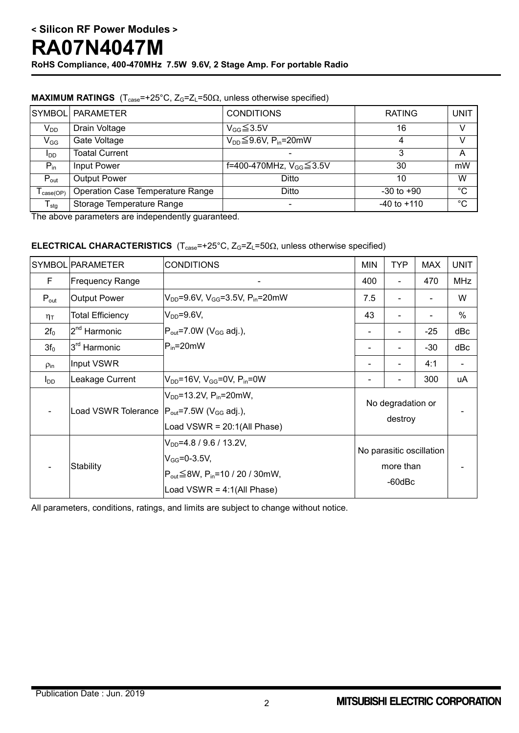< Silicon RF Power Modules >

# RA07N4047M

**RoHS Compliance, 400-470MHz 7.5W 9.6V, 2 Stage Amp. For portable Radio**

**MAXIMUM RATINGS** ($T_{case}$=+25°C, $Z_G$=$Z_L$=50Ω, unless otherwise specified)

| SYMBOL | PARAMETER | CONDITIONS | RATING | UNIT |
|---|---|---|---|---|
| $V_{DD}$ | Drain Voltage | $V_{GG}$≦3.5V | 16 | V |
| $V_{GG}$ | Gate Voltage | $V_{DD}$≦9.6V, $P_{in}$=20mW | 4 | V |
| $I_{DD}$ | Toatal Current | - | 3 | A |
| $P_{in}$ | Input Power | f=400-470MHz, $V_{GG}$≦3.5V | 30 | mW |
| $P_{out}$ | Output Power | Ditto | 10 | W |
| $T_{case(OP)}$ | Operation Case Temperature Range | Ditto | -30 to +90 | °C |
| $T_{stg}$ | Storage Temperature Range | - | -40 to +110 | °C |

The above parameters are independently guaranteed.

**ELECTRICAL CHARACTERISTICS** ($T_{case}$=+25°C, $Z_G$=$Z_L$=50Ω, unless otherwise specified)

| SYMBOL | PARAMETER | CONDITIONS | MIN | TYP | MAX | UNIT |
|---|---|---|---|---|---|---|
| F | Frequency Range | - | 400 | - | 470 | MHz |
| $P_{out}$ | Output Power | $V_{DD}$=9.6V, $V_{GG}$=3.5V, $P_{in}$=20mW | 7.5 | - | - | W |
| $\eta_T$ | Total Efficiency | $V_{DD}$=9.6V, $P_{out}$=7.0W ($V_{GG}$ adj.), $P_{in}$=20mW | 43 | - | - | % |
| $2f_0$ | 2[nd] Harmonic | | - | - | -25 | dBc |
| $3f_0$ | 3[rd] Harmonic | | - | - | -30 | dBc |
| $\rho_{in}$ | Input VSWR | | - | - | 4:1 | - |
| $I_{DD}$ | Leakage Current | $V_{DD}$=16V, $V_{GG}$=0V, $P_{in}$=0W | - | - | 300 | uA |
| - | Load VSWR Tolerance | $V_{DD}$=13.2V, $P_{in}$=20mW, $P_{out}$=7.5W ($V_{GG}$ adj.), Load VSWR = 20:1(All Phase) | No degradation or destroy | | | - |
| - | Stability | $V_{DD}$=4.8 / 9.6 / 13.2V, $V_{GG}$=0-3.5V, $P_{out}$≦8W, $P_{in}$=10 / 20 / 30mW, Load VSWR = 4:1(All Phase) | No parasitic oscillation more than -60dBc | | | - |

All parameters, conditions, ratings, and limits are subject to change without notice.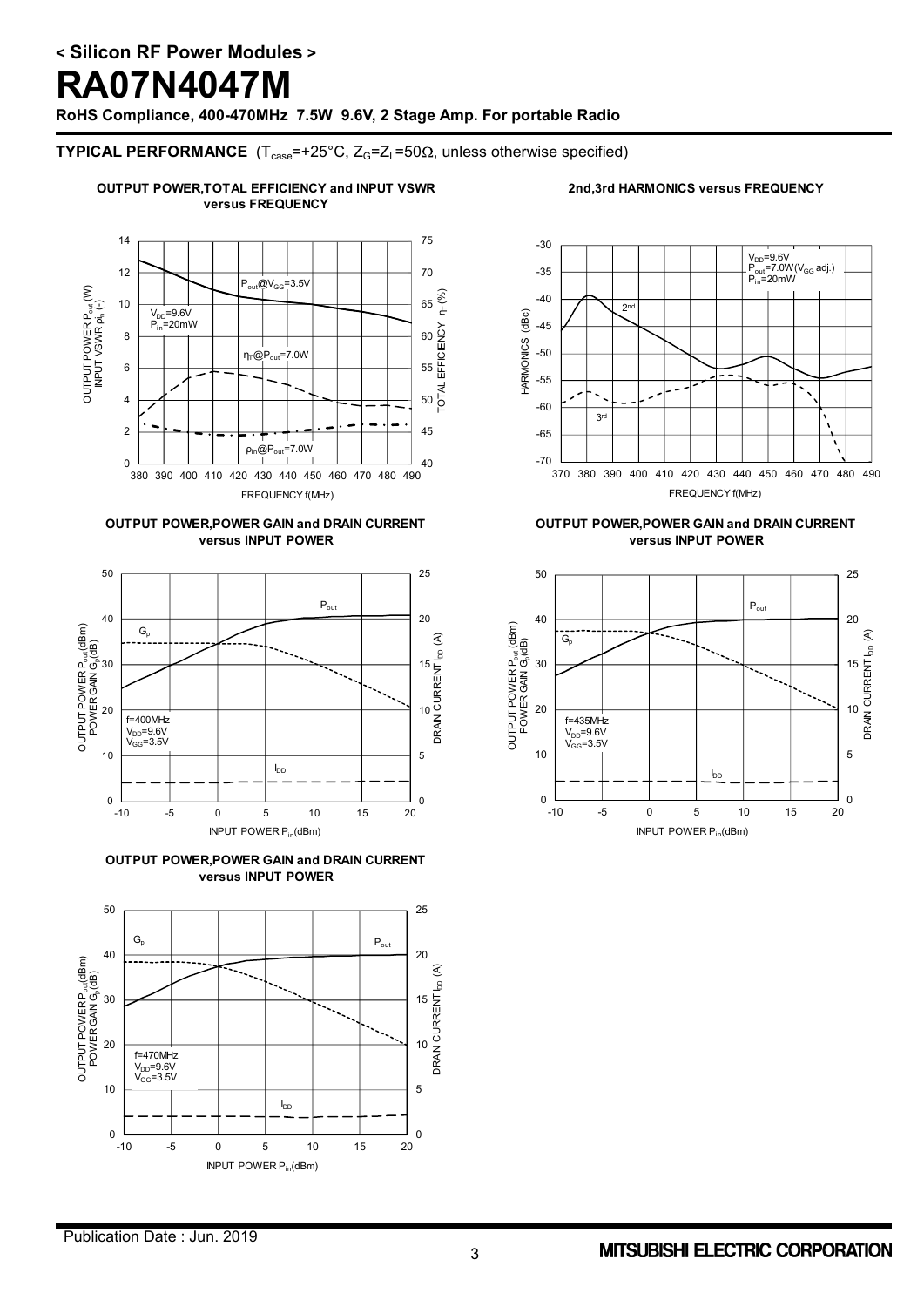# < Silicon RF Power Modules >

# RA07N4047M

**RoHS Compliance, 400-470MHz 7.5W 9.6V, 2 Stage Amp. For portable Radio**

**TYPICAL PERFORMANCE** ($T_{case}$=+25°C, $Z_G$=$Z_L$=50Ω, unless otherwise specified)

**OUTPUT POWER,TOTAL EFFICIENCY and INPUT VSWR versus FREQUENCY**

$P_{out}$@$V_{GG}$=3.5V
$V_{DD}$=9.6V
$P_{in}$=20mW
$\eta_T$@$P_{out}$=7.0W
$\rho_{in}$@$P_{out}$=7.0W

OUTPUT POWER $P_{out}$ (W), INPUT VSWR $\rho_{in}$ (-) / TOTAL EFFICIENCY $\eta_T$ (%) / FREQUENCY f(MHz)

**2nd,3rd HARMONICS versus FREQUENCY**

$V_{DD}$=9.6V
$P_{out}$=7.0W($V_{GG}$ adj.)
$P_{in}$=20mW

HARMONICS (dBc) / FREQUENCY f(MHz)

**OUTPUT POWER,POWER GAIN and DRAIN CURRENT versus INPUT POWER**

f=400MHz
$V_{DD}$=9.6V
$V_{GG}$=3.5V

OUTPUT POWER $P_{out}$(dBm), POWER GAIN $G_p$(dB) / DRAIN CURRENT $I_{DD}$ (A) / INPUT POWER $P_{in}$(dBm)

**OUTPUT POWER,POWER GAIN and DRAIN CURRENT versus INPUT POWER**

f=435MHz
$V_{DD}$=9.6V
$V_{GG}$=3.5V

OUTPUT POWER $P_{out}$(dBm), POWER GAIN $G_p$(dB) / DRAIN CURRENT $I_{DD}$ (A) / INPUT POWER $P_{in}$(dBm)

**OUTPUT POWER,POWER GAIN and DRAIN CURRENT versus INPUT POWER**

f=470MHz
$V_{DD}$=9.6V
$V_{GG}$=3.5V

OUTPUT POWER $P_{out}$(dBm), POWER GAIN $G_p$(dB) / DRAIN CURRENT $I_{DD}$ (A) / INPUT POWER $P_{in}$(dBm)

Publication Date : Jun. 2019

MITSUBISHI ELECTRIC CORPORATION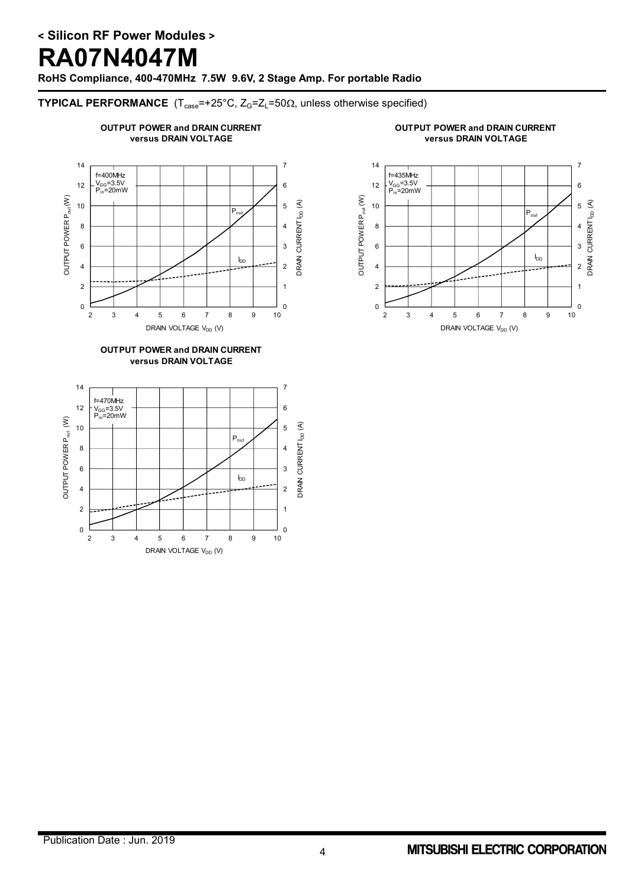## < Silicon RF Power Modules >

# RA07N4047M

**RoHS Compliance, 400-470MHz 7.5W 9.6V, 2 Stage Amp. For portable Radio**

**TYPICAL PERFORMANCE** ($T_{case}$=+25°C, $Z_G$=$Z_L$=50Ω, unless otherwise specified)

**OUTPUT POWER and DRAIN CURRENT versus DRAIN VOLTAGE**

f=400MHz, $V_{GG}$=3.5V, $P_{in}$=20mW

X-axis: DRAIN VOLTAGE $V_{DD}$ (V), 2 to 10. Left axis: OUTPUT POWER $P_{out}$ (W), 0 to 14. Right axis: DRAIN CURRENT $I_{DD}$ (A), 0 to 7. Curves: $P_{out}$, $I_{DD}$.

**OUTPUT POWER and DRAIN CURRENT versus DRAIN VOLTAGE**

f=435MHz, $V_{GG}$=3.5V, $P_{in}$=20mW

X-axis: DRAIN VOLTAGE $V_{DD}$ (V), 2 to 10. Left axis: OUTPUT POWER $P_{out}$ (W), 0 to 14. Right axis: DRAIN CURRENT $I_{DD}$ (A), 0 to 7. Curves: $P_{out}$, $I_{DD}$.

**OUTPUT POWER and DRAIN CURRENT versus DRAIN VOLTAGE**

f=470MHz, $V_{GG}$=3.5V, $P_{in}$=20mW

X-axis: DRAIN VOLTAGE $V_{DD}$ (V), 2 to 10. Left axis: OUTPUT POWER $P_{out}$ (W), 0 to 14. Right axis: DRAIN CURRENT $I_{DD}$ (A), 0 to 7. Curves: $P_{out}$, $I_{DD}$.

Publication Date : Jun. 2019

MITSUBISHI ELECTRIC CORPORATION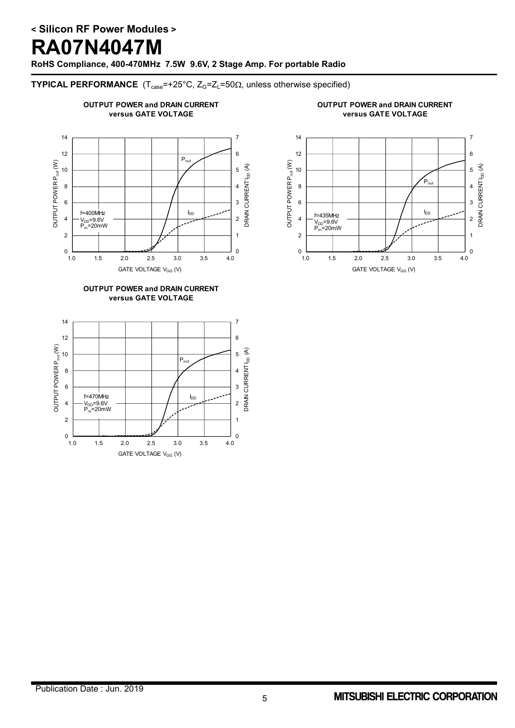## TYPICAL PERFORMANCE ($T_{case}$=+25°C, $Z_G$=$Z_L$=50Ω, unless otherwise specified)

**OUTPUT POWER and DRAIN CURRENT versus GATE VOLTAGE**

f=400MHz
$V_{DD}$=9.6V
$P_{in}$=20mW

OUTPUT POWER $P_{out}$ (W) / DRAIN CURRENT $I_{DD}$ (A) vs GATE VOLTAGE $V_{GG}$ (V)

**OUTPUT POWER and DRAIN CURRENT versus GATE VOLTAGE**

f=435MHz
$V_{DD}$=9.6V
$P_{in}$=20mW

OUTPUT POWER $P_{out}$ (W) / DRAIN CURRENT $I_{DD}$ (A) vs GATE VOLTAGE $V_{GG}$ (V)

**OUTPUT POWER and DRAIN CURRENT versus GATE VOLTAGE**

f=470MHz
$V_{DD}$=9.6V
$P_{in}$=20mW

OUTPUT POWER $P_{out}$ (W) / DRAIN CURRENT $I_{DD}$ (A) vs GATE VOLTAGE $V_{GG}$ (V)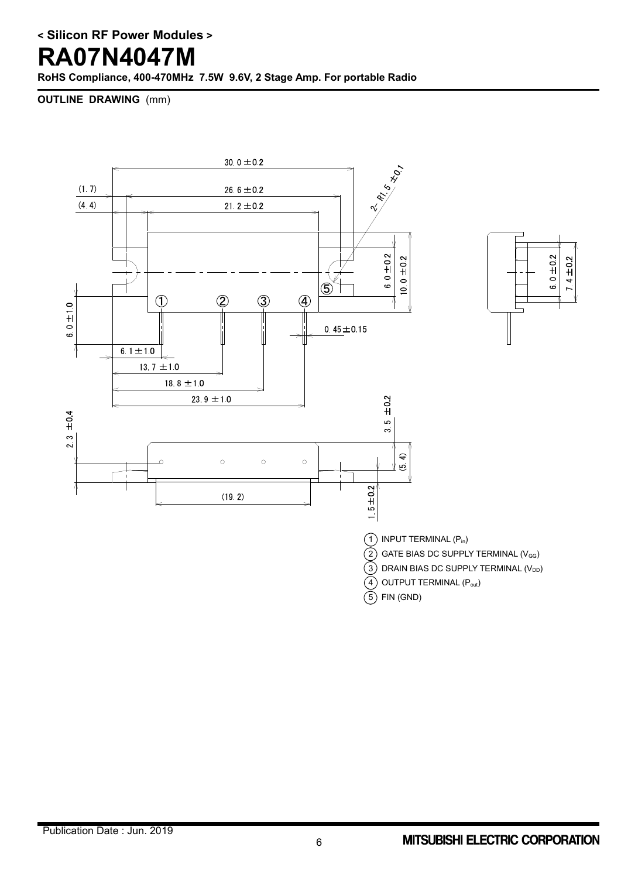< Silicon RF Power Modules >

# RA07N4047M

**RoHS Compliance, 400-470MHz 7.5W 9.6V, 2 Stage Amp. For portable Radio**

**OUTLINE DRAWING** (mm)

30.0 ±0.2

(1.7)

26.6 ±0.2

(4.4)

21.2 ±0.2

2- R1.5 ±0.1

6.0 ±0.2

10.0 ±0.2

6.0 ±0.2

7.4 ±0.2

6.0 ±1.0

0.45±0.15

6.1±1.0

13.7 ±1.0

18.8 ±1.0

23.9 ±1.0

2.3 ±0.4

3.5 ±0.2

(5.4)

(19.2)

1.5±0.2

1. INPUT TERMINAL ($P_{in}$)
2. GATE BIAS DC SUPPLY TERMINAL ($V_{GG}$)
3. DRAIN BIAS DC SUPPLY TERMINAL ($V_{DD}$)
4. OUTPUT TERMINAL ($P_{out}$)
5. FIN (GND)

Publication Date : Jun. 2019

MITSUBISHI ELECTRIC CORPORATION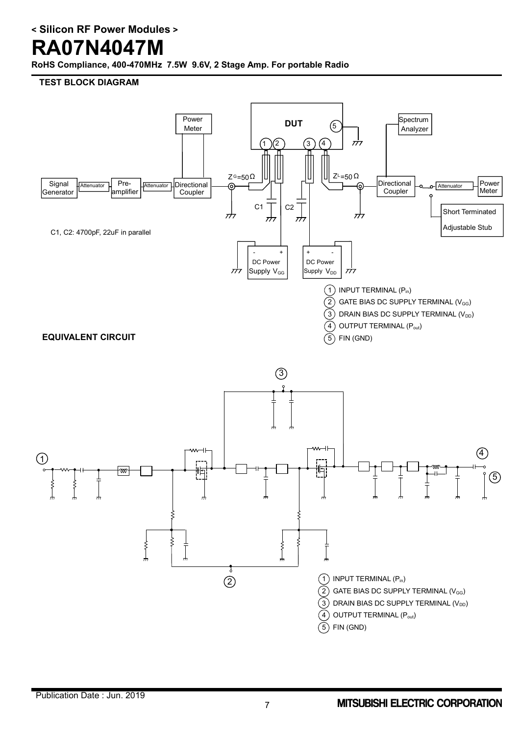## TEST BLOCK DIAGRAM

C1, C2: 4700pF, 22uF in parallel

1. INPUT TERMINAL ($P_{in}$)
2. GATE BIAS DC SUPPLY TERMINAL ($V_{GG}$)
3. DRAIN BIAS DC SUPPLY TERMINAL ($V_{DD}$)
4. OUTPUT TERMINAL ($P_{out}$)
5. FIN (GND)

## EQUIVALENT CIRCUIT

1. INPUT TERMINAL ($P_{in}$)
2. GATE BIAS DC SUPPLY TERMINAL ($V_{GG}$)
3. DRAIN BIAS DC SUPPLY TERMINAL ($V_{DD}$)
4. OUTPUT TERMINAL ($P_{out}$)
5. FIN (GND)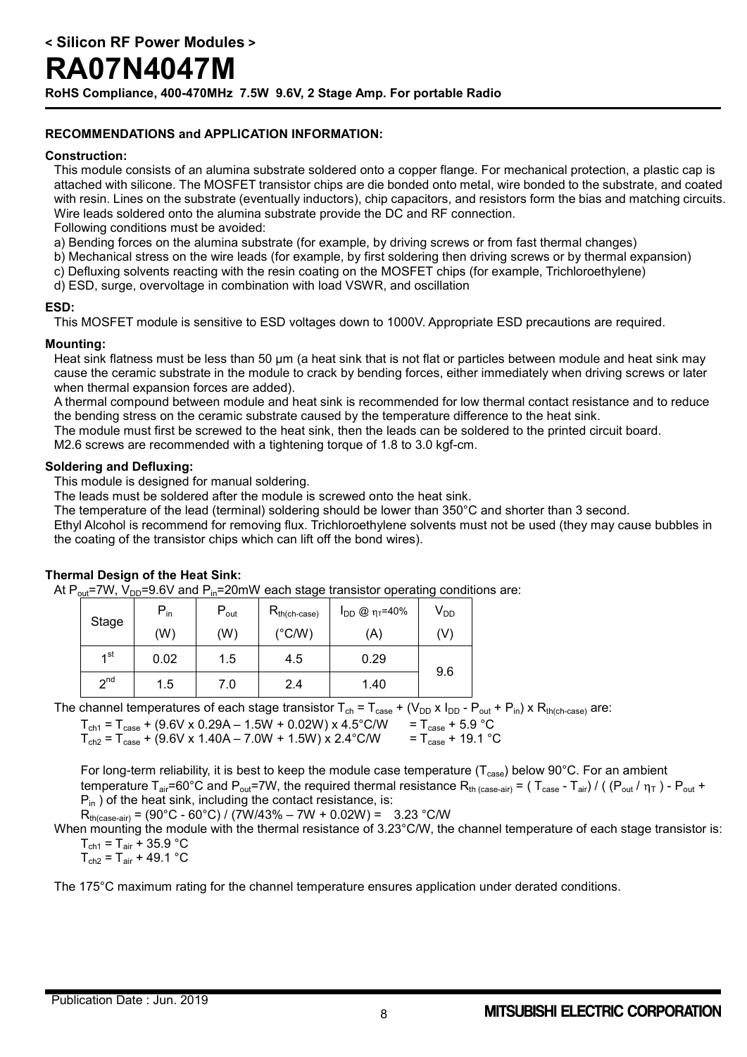# < Silicon RF Power Modules >

# RA07N4047M

**RoHS Compliance, 400-470MHz 7.5W 9.6V, 2 Stage Amp. For portable Radio**

## RECOMMENDATIONS and APPLICATION INFORMATION:

### Construction:

This module consists of an alumina substrate soldered onto a copper flange. For mechanical protection, a plastic cap is attached with silicone. The MOSFET transistor chips are die bonded onto metal, wire bonded to the substrate, and coated with resin. Lines on the substrate (eventually inductors), chip capacitors, and resistors form the bias and matching circuits. Wire leads soldered onto the alumina substrate provide the DC and RF connection.

Following conditions must be avoided:

a) Bending forces on the alumina substrate (for example, by driving screws or from fast thermal changes)

b) Mechanical stress on the wire leads (for example, by first soldering then driving screws or by thermal expansion)

c) Defluxing solvents reacting with the resin coating on the MOSFET chips (for example, Trichloroethylene)

d) ESD, surge, overvoltage in combination with load VSWR, and oscillation

### ESD:

This MOSFET module is sensitive to ESD voltages down to 1000V. Appropriate ESD precautions are required.

### Mounting:

Heat sink flatness must be less than 50 μm (a heat sink that is not flat or particles between module and heat sink may cause the ceramic substrate in the module to crack by bending forces, either immediately when driving screws or later when thermal expansion forces are added).

A thermal compound between module and heat sink is recommended for low thermal contact resistance and to reduce the bending stress on the ceramic substrate caused by the temperature difference to the heat sink.

The module must first be screwed to the heat sink, then the leads can be soldered to the printed circuit board.

M2.6 screws are recommended with a tightening torque of 1.8 to 3.0 kgf-cm.

### Soldering and Defluxing:

This module is designed for manual soldering.

The leads must be soldered after the module is screwed onto the heat sink.

The temperature of the lead (terminal) soldering should be lower than 350°C and shorter than 3 second.

Ethyl Alcohol is recommend for removing flux. Trichloroethylene solvents must not be used (they may cause bubbles in the coating of the transistor chips which can lift off the bond wires).

### Thermal Design of the Heat Sink:

At $P_{out}$=7W, $V_{DD}$=9.6V and $P_{in}$=20mW each stage transistor operating conditions are:

| Stage | $P_{in}$ (W) | $P_{out}$ (W) | $R_{th(ch-case)}$ (°C/W) | $I_{DD}$ @ $\eta_T$=40% (A) | $V_{DD}$ (V) |
|---|---|---|---|---|---|
| 1st | 0.02 | 1.5 | 4.5 | 0.29 | 9.6 |
| 2nd | 1.5 | 7.0 | 2.4 | 1.40 | |

The channel temperatures of each stage transistor $T_{ch} = T_{case} + (V_{DD} \times I_{DD} - P_{out} + P_{in}) \times R_{th(ch-case)}$ are:

$T_{ch1} = T_{case} + (9.6V \times 0.29A - 1.5W + 0.02W) \times 4.5°C/W \quad = T_{case} + 5.9\ °C$

$T_{ch2} = T_{case} + (9.6V \times 1.40A - 7.0W + 1.5W) \times 2.4°C/W \quad = T_{case} + 19.1\ °C$

For long-term reliability, it is best to keep the module case temperature ($T_{case}$) below 90°C. For an ambient temperature $T_{air}$=60°C and $P_{out}$=7W, the required thermal resistance $R_{th\ (case-air)} = ( T_{case} - T_{air}) / ( (P_{out} / \eta_T ) - P_{out} + P_{in} )$ of the heat sink, including the contact resistance, is:

$R_{th(case-air)} = (90°C - 60°C) / (7W/43\% - 7W + 0.02W) = \quad 3.23\ °C/W$

When mounting the module with the thermal resistance of 3.23°C/W, the channel temperature of each stage transistor is:

$T_{ch1} = T_{air} + 35.9\ °C$

$T_{ch2} = T_{air} + 49.1\ °C$

The 175°C maximum rating for the channel temperature ensures application under derated conditions.

Publication Date : Jun. 2019

MITSUBISHI ELECTRIC CORPORATION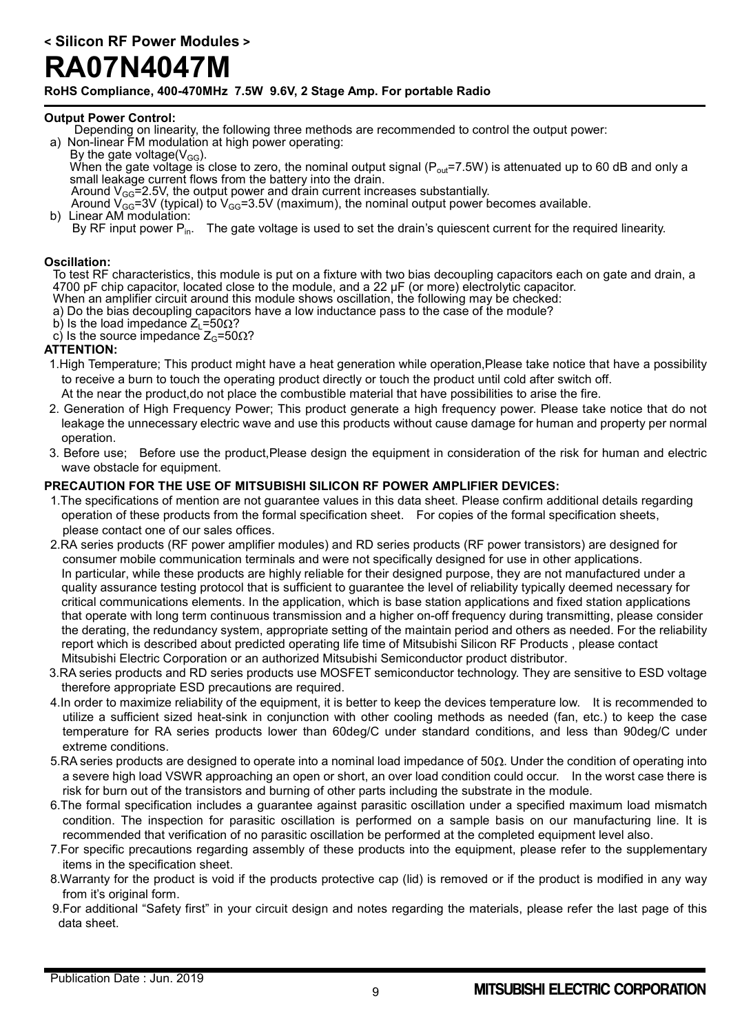**Output Power Control:**

Depending on linearity, the following three methods are recommended to control the output power:

a) Non-linear FM modulation at high power operating:

By the gate voltage($V_{GG}$).

When the gate voltage is close to zero, the nominal output signal ($P_{out}$=7.5W) is attenuated up to 60 dB and only a small leakage current flows from the battery into the drain.

Around $V_{GG}$=2.5V, the output power and drain current increases substantially.

Around $V_{GG}$=3V (typical) to $V_{GG}$=3.5V (maximum), the nominal output power becomes available.

b) Linear AM modulation:

By RF input power $P_{in}$. The gate voltage is used to set the drain's quiescent current for the required linearity.

**Oscillation:**

To test RF characteristics, this module is put on a fixture with two bias decoupling capacitors each on gate and drain, a 4700 pF chip capacitor, located close to the module, and a 22 μF (or more) electrolytic capacitor.

When an amplifier circuit around this module shows oscillation, the following may be checked:

a) Do the bias decoupling capacitors have a low inductance pass to the case of the module?

b) Is the load impedance $Z_L$=50Ω?

c) Is the source impedance $Z_G$=50Ω?

**ATTENTION:**

1.High Temperature; This product might have a heat generation while operation,Please take notice that have a possibility to receive a burn to touch the operating product directly or touch the product until cold after switch off.
At the near the product,do not place the combustible material that have possibilities to arise the fire.

2. Generation of High Frequency Power; This product generate a high frequency power. Please take notice that do not leakage the unnecessary electric wave and use this products without cause damage for human and property per normal operation.

3. Before use; Before use the product,Please design the equipment in consideration of the risk for human and electric wave obstacle for equipment.

**PRECAUTION FOR THE USE OF MITSUBISHI SILICON RF POWER AMPLIFIER DEVICES:**

1.The specifications of mention are not guarantee values in this data sheet. Please confirm additional details regarding operation of these products from the formal specification sheet. For copies of the formal specification sheets, please contact one of our sales offices.

2.RA series products (RF power amplifier modules) and RD series products (RF power transistors) are designed for consumer mobile communication terminals and were not specifically designed for use in other applications.
In particular, while these products are highly reliable for their designed purpose, they are not manufactured under a quality assurance testing protocol that is sufficient to guarantee the level of reliability typically deemed necessary for critical communications elements. In the application, which is base station applications and fixed station applications that operate with long term continuous transmission and a higher on-off frequency during transmitting, please consider the derating, the redundancy system, appropriate setting of the maintain period and others as needed. For the reliability report which is described about predicted operating life time of Mitsubishi Silicon RF Products , please contact Mitsubishi Electric Corporation or an authorized Mitsubishi Semiconductor product distributor.

3.RA series products and RD series products use MOSFET semiconductor technology. They are sensitive to ESD voltage therefore appropriate ESD precautions are required.

4.In order to maximize reliability of the equipment, it is better to keep the devices temperature low. It is recommended to utilize a sufficient sized heat-sink in conjunction with other cooling methods as needed (fan, etc.) to keep the case temperature for RA series products lower than 60deg/C under standard conditions, and less than 90deg/C under extreme conditions.

5.RA series products are designed to operate into a nominal load impedance of 50Ω. Under the condition of operating into a severe high load VSWR approaching an open or short, an over load condition could occur. In the worst case there is risk for burn out of the transistors and burning of other parts including the substrate in the module.

6.The formal specification includes a guarantee against parasitic oscillation under a specified maximum load mismatch condition. The inspection for parasitic oscillation is performed on a sample basis on our manufacturing line. It is recommended that verification of no parasitic oscillation be performed at the completed equipment level also.

7.For specific precautions regarding assembly of these products into the equipment, please refer to the supplementary items in the specification sheet.

8.Warranty for the product is void if the products protective cap (lid) is removed or if the product is modified in any way from it's original form.

9.For additional "Safety first" in your circuit design and notes regarding the materials, please refer the last page of this data sheet.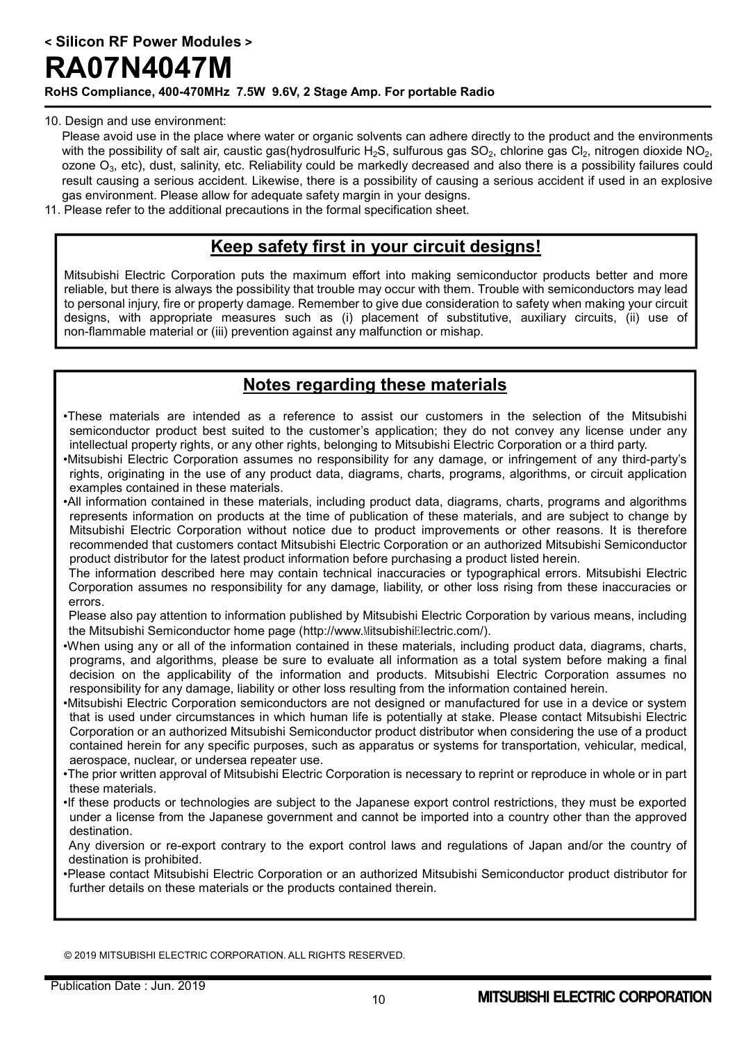10. Design and use environment:
    Please avoid use in the place where water or organic solvents can adhere directly to the product and the environments with the possibility of salt air, caustic gas(hydrosulfuric $H_2S$, sulfurous gas $SO_2$, chlorine gas $Cl_2$, nitrogen dioxide $NO_2$, ozone $O_3$, etc), dust, salinity, etc. Reliability could be markedly decreased and also there is a possibility failures could result causing a serious accident. Likewise, there is a possibility of causing a serious accident if used in an explosive gas environment. Please allow for adequate safety margin in your designs.
11. Please refer to the additional precautions in the formal specification sheet.

## Keep safety first in your circuit designs!

Mitsubishi Electric Corporation puts the maximum effort into making semiconductor products better and more reliable, but there is always the possibility that trouble may occur with them. Trouble with semiconductors may lead to personal injury, fire or property damage. Remember to give due consideration to safety when making your circuit designs, with appropriate measures such as (i) placement of substitutive, auxiliary circuits, (ii) use of non-flammable material or (iii) prevention against any malfunction or mishap.

## Notes regarding these materials

- These materials are intended as a reference to assist our customers in the selection of the Mitsubishi semiconductor product best suited to the customer's application; they do not convey any license under any intellectual property rights, or any other rights, belonging to Mitsubishi Electric Corporation or a third party.
- Mitsubishi Electric Corporation assumes no responsibility for any damage, or infringement of any third-party's rights, originating in the use of any product data, diagrams, charts, programs, algorithms, or circuit application examples contained in these materials.
- All information contained in these materials, including product data, diagrams, charts, programs and algorithms represents information on products at the time of publication of these materials, and are subject to change by Mitsubishi Electric Corporation without notice due to product improvements or other reasons. It is therefore recommended that customers contact Mitsubishi Electric Corporation or an authorized Mitsubishi Semiconductor product distributor for the latest product information before purchasing a product listed herein.
  The information described here may contain technical inaccuracies or typographical errors. Mitsubishi Electric Corporation assumes no responsibility for any damage, liability, or other loss rising from these inaccuracies or errors.
  Please also pay attention to information published by Mitsubishi Electric Corporation by various means, including the Mitsubishi Semiconductor home page (http://www.MitsubishiElectric.com/).
- When using any or all of the information contained in these materials, including product data, diagrams, charts, programs, and algorithms, please be sure to evaluate all information as a total system before making a final decision on the applicability of the information and products. Mitsubishi Electric Corporation assumes no responsibility for any damage, liability or other loss resulting from the information contained herein.
- Mitsubishi Electric Corporation semiconductors are not designed or manufactured for use in a device or system that is used under circumstances in which human life is potentially at stake. Please contact Mitsubishi Electric Corporation or an authorized Mitsubishi Semiconductor product distributor when considering the use of a product contained herein for any specific purposes, such as apparatus or systems for transportation, vehicular, medical, aerospace, nuclear, or undersea repeater use.
- The prior written approval of Mitsubishi Electric Corporation is necessary to reprint or reproduce in whole or in part these materials.
- If these products or technologies are subject to the Japanese export control restrictions, they must be exported under a license from the Japanese government and cannot be imported into a country other than the approved destination.
  Any diversion or re-export contrary to the export control laws and regulations of Japan and/or the country of destination is prohibited.
- Please contact Mitsubishi Electric Corporation or an authorized Mitsubishi Semiconductor product distributor for further details on these materials or the products contained therein.

© 2019 MITSUBISHI ELECTRIC CORPORATION. ALL RIGHTS RESERVED.